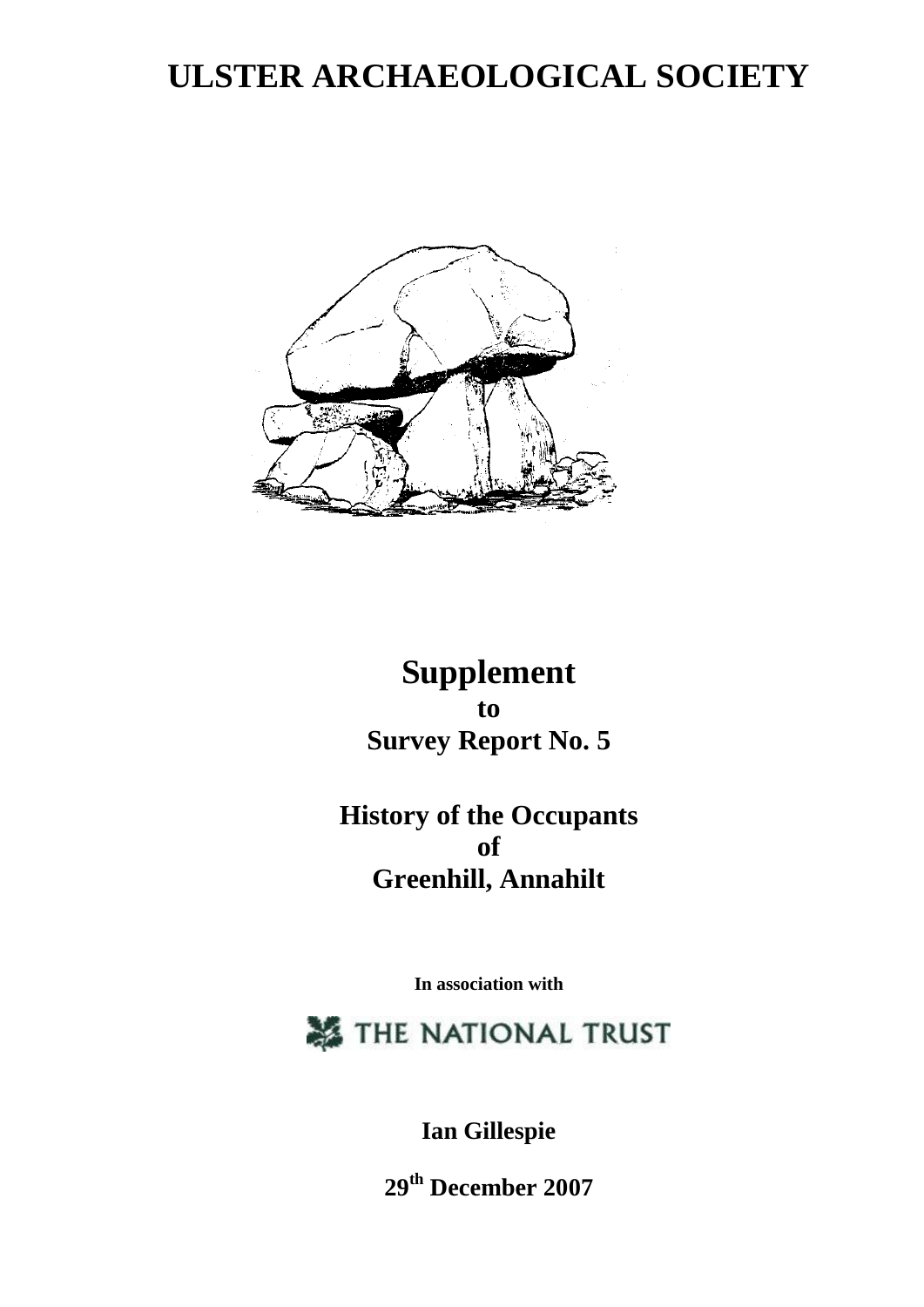# ULSTER ARCHAEOLOGICAL SOCIETY

## Supplement
**to**
**Survey Report No. 5**

## History of the Occupants
**of**
**Greenhill, Annahilt**

**In association with**

THE NATIONAL TRUST

**Ian Gillespie**

**29th December 2007**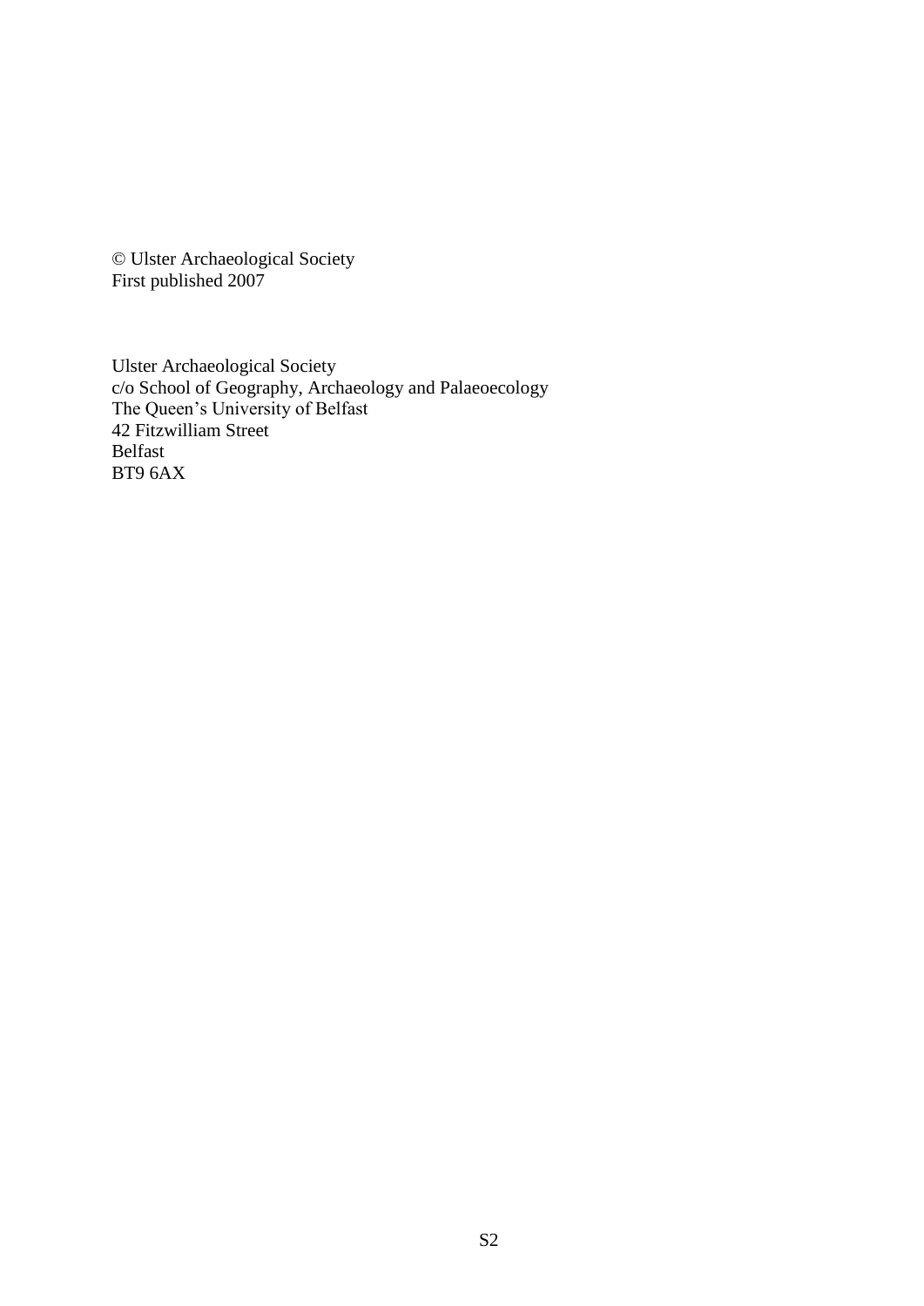© Ulster Archaeological Society
First published 2007

Ulster Archaeological Society
c/o School of Geography, Archaeology and Palaeoecology
The Queen's University of Belfast
42 Fitzwilliam Street
Belfast
BT9 6AX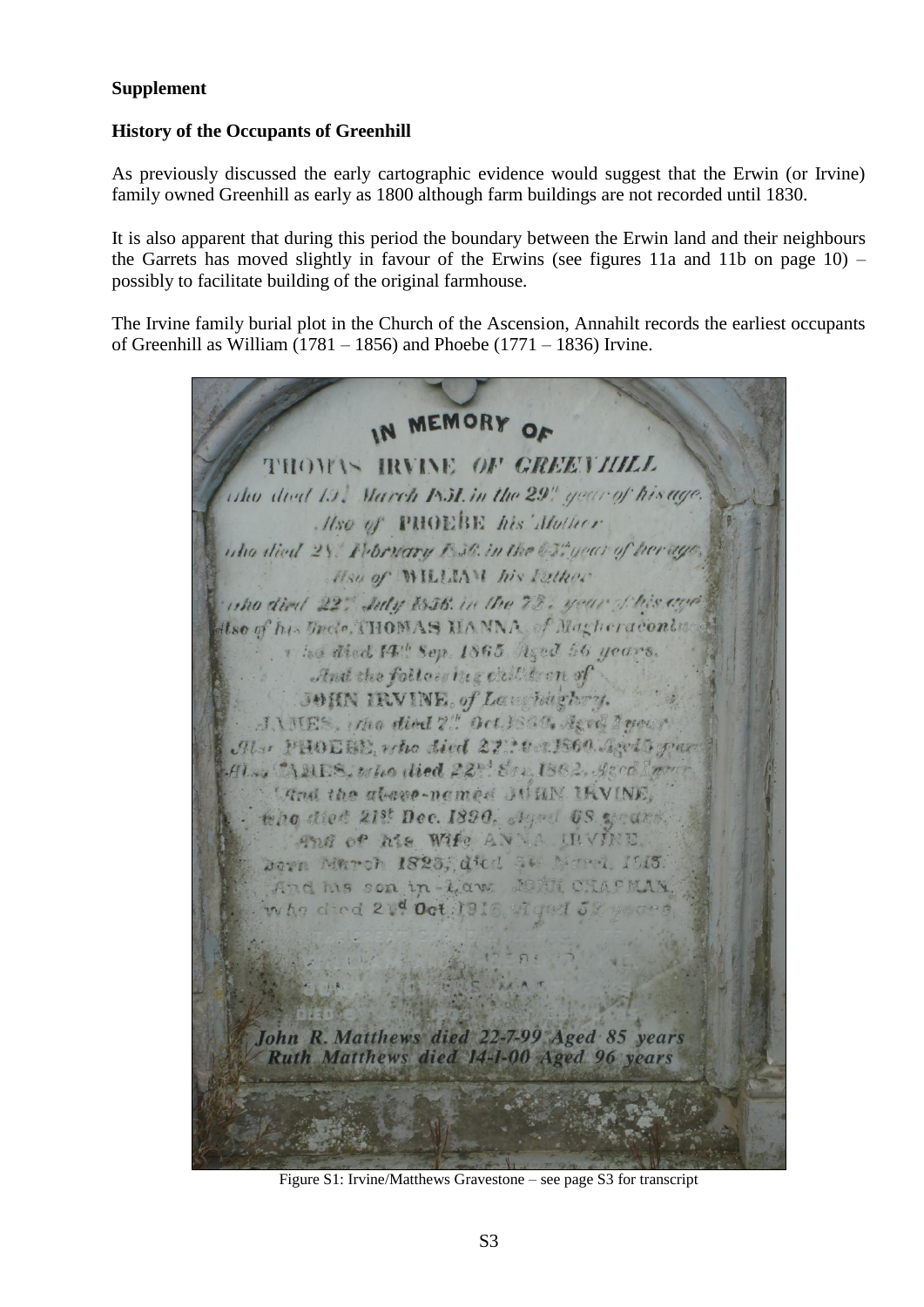**Supplement**

**History of the Occupants of Greenhill**

As previously discussed the early cartographic evidence would suggest that the Erwin (or Irvine) family owned Greenhill as early as 1800 although farm buildings are not recorded until 1830.

It is also apparent that during this period the boundary between the Erwin land and their neighbours the Garrets has moved slightly in favour of the Erwins (see figures 11a and 11b on page 10) – possibly to facilitate building of the original farmhouse.

The Irvine family burial plot in the Church of the Ascension, Annahilt records the earliest occupants of Greenhill as William (1781 – 1856) and Phoebe (1771 – 1836) Irvine.

Figure S1: Irvine/Matthews Gravestone – see page S3 for transcript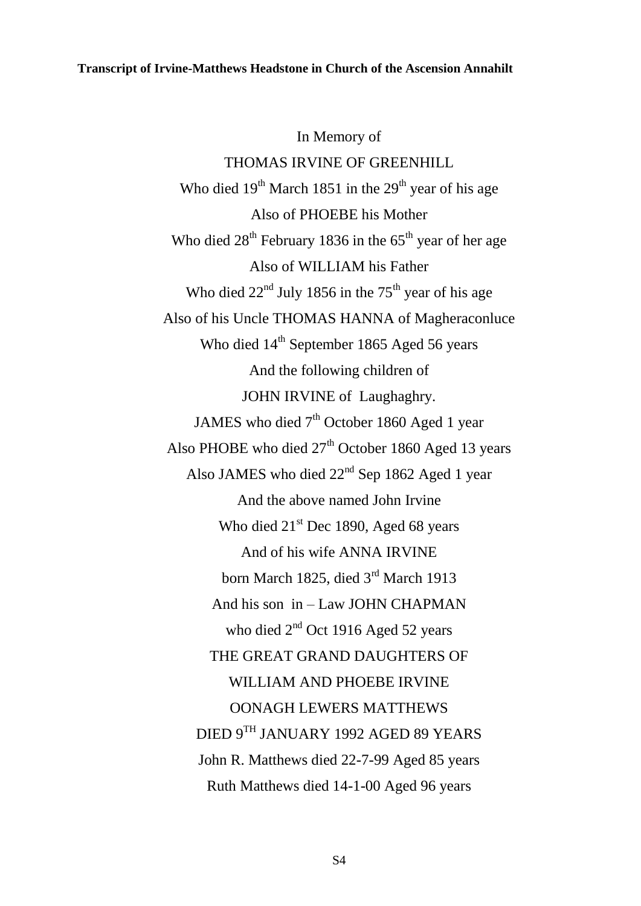**Transcript of Irvine-Matthews Headstone in Church of the Ascension Annahilt**

In Memory of

THOMAS IRVINE OF GREENHILL

Who died 19th March 1851 in the 29th year of his age

Also of PHOEBE his Mother

Who died 28th February 1836 in the 65th year of her age

Also of WILLIAM his Father

Who died 22nd July 1856 in the 75th year of his age

Also of his Uncle THOMAS HANNA of Magheraconluce

Who died 14th September 1865 Aged 56 years

And the following children of

JOHN IRVINE of Laughaghry.

JAMES who died 7th October 1860 Aged 1 year

Also PHOBE who died 27th October 1860 Aged 13 years

Also JAMES who died 22nd Sep 1862 Aged 1 year

And the above named John Irvine

Who died 21st Dec 1890, Aged 68 years

And of his wife ANNA IRVINE

born March 1825, died 3rd March 1913

And his son in – Law JOHN CHAPMAN

who died 2nd Oct 1916 Aged 52 years

THE GREAT GRAND DAUGHTERS OF

WILLIAM AND PHOEBE IRVINE

OONAGH LEWERS MATTHEWS

DIED 9TH JANUARY 1992 AGED 89 YEARS

John R. Matthews died 22-7-99 Aged 85 years

Ruth Matthews died 14-1-00 Aged 96 years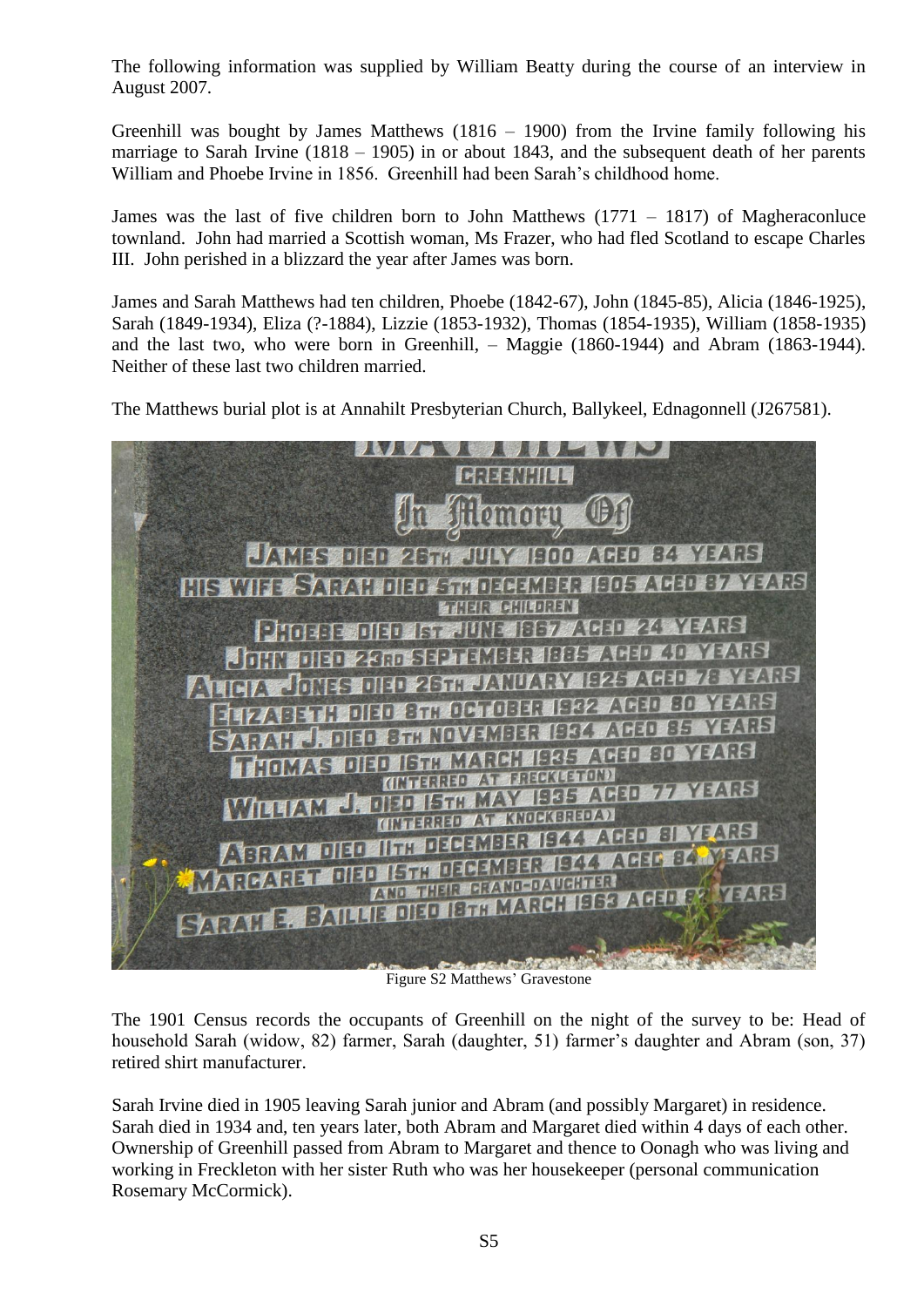The following information was supplied by William Beatty during the course of an interview in August 2007.

Greenhill was bought by James Matthews (1816 – 1900) from the Irvine family following his marriage to Sarah Irvine (1818 – 1905) in or about 1843, and the subsequent death of her parents William and Phoebe Irvine in 1856. Greenhill had been Sarah's childhood home.

James was the last of five children born to John Matthews (1771 – 1817) of Magheraconluce townland. John had married a Scottish woman, Ms Frazer, who had fled Scotland to escape Charles III. John perished in a blizzard the year after James was born.

James and Sarah Matthews had ten children, Phoebe (1842-67), John (1845-85), Alicia (1846-1925), Sarah (1849-1934), Eliza (?-1884), Lizzie (1853-1932), Thomas (1854-1935), William (1858-1935) and the last two, who were born in Greenhill, – Maggie (1860-1944) and Abram (1863-1944). Neither of these last two children married.

The Matthews burial plot is at Annahilt Presbyterian Church, Ballykeel, Ednagonnell (J267581).

Figure S2 Matthews' Gravestone

The 1901 Census records the occupants of Greenhill on the night of the survey to be: Head of household Sarah (widow, 82) farmer, Sarah (daughter, 51) farmer's daughter and Abram (son, 37) retired shirt manufacturer.

Sarah Irvine died in 1905 leaving Sarah junior and Abram (and possibly Margaret) in residence. Sarah died in 1934 and, ten years later, both Abram and Margaret died within 4 days of each other. Ownership of Greenhill passed from Abram to Margaret and thence to Oonagh who was living and working in Freckleton with her sister Ruth who was her housekeeper (personal communication Rosemary McCormick).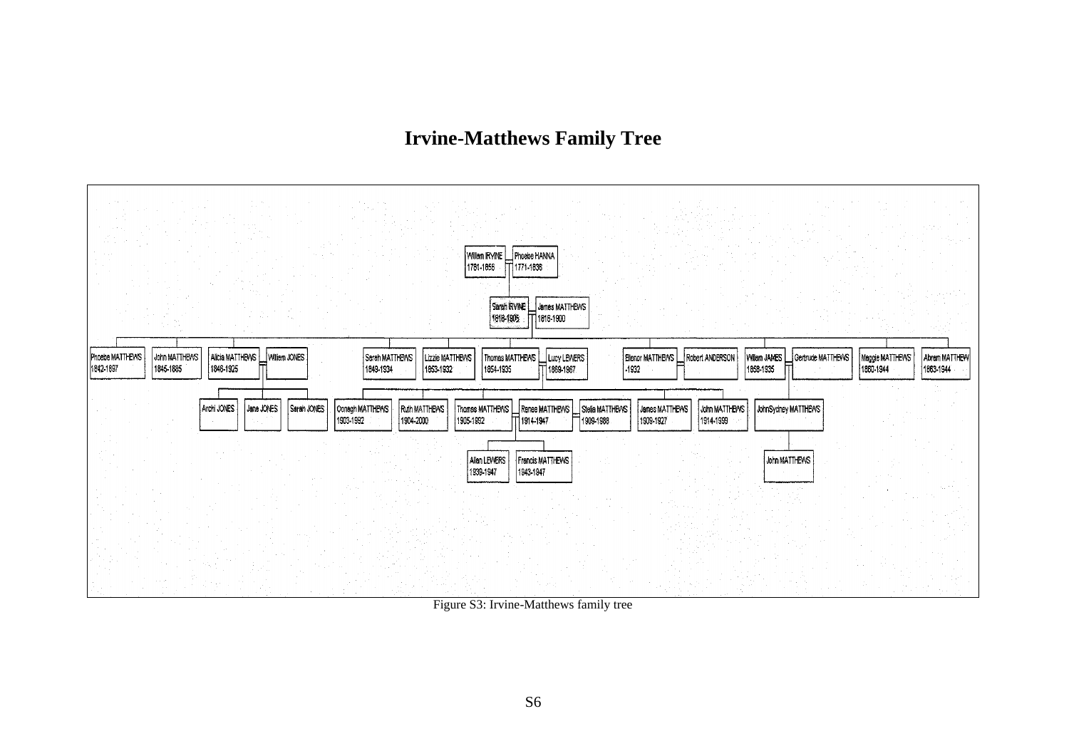# Irvine-Matthews Family Tree

William IRVINE 1781-1856 — Phoebe HANNA 1771-1836

Sarah IRVINE 1818-1905 — James MATTHEWS 1816-1900

Phoebe MATTHEWS 1842-1897

John MATTHEWS 1845-1885

Alicia MATTHEWS 1846-1925 — William JONES

Sarah MATTHEWS 1849-1934

Lizzie MATTHEWS 1853-1932

Thomas MATTHEWS 1854-1935 — Lucy LEWERS 1869-1967

Elenor MATTHEWS -1932 — Robert ANDERSON

William JAMES 1858-1935 — Gertrude MATTHEWS

Maggie MATTHEWS 1860-1944

Abram MATTHEW 1863-1944

Archi JONES

Jane JONES

Sarah JONES

Oonagh MATTHEWS 1903-1992

Ruth MATTHEWS 1904-2000

Thomas MATTHEWS 1905-1992

Renee MATTHEWS 1914-1947

Stella MATTHEWS 1909-1988

James MATTHEWS 1909-1927

John MATTHEWS 1914-1999

JohnSydney MATTHEWS

Allan LEWERS 1939-1947

Francis MATTHEWS 1943-1947

John MATTHEWS

Figure S3: Irvine-Matthews family tree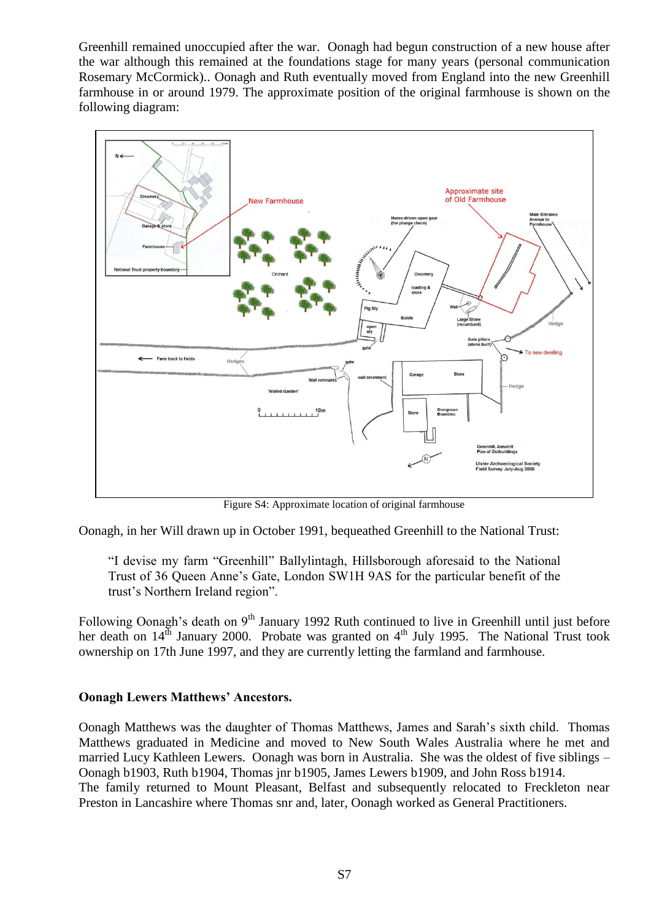Greenhill remained unoccupied after the war. Oonagh had begun construction of a new house after the war although this remained at the foundations stage for many years (personal communication Rosemary McCormick).. Oonagh and Ruth eventually moved from England into the new Greenhill farmhouse in or around 1979. The approximate position of the original farmhouse is shown on the following diagram:

Figure S4: Approximate location of original farmhouse

Oonagh, in her Will drawn up in October 1991, bequeathed Greenhill to the National Trust:

> "I devise my farm "Greenhill" Ballylintagh, Hillsborough aforesaid to the National Trust of 36 Queen Anne's Gate, London SW1H 9AS for the particular benefit of the trust's Northern Ireland region".

Following Oonagh's death on 9th January 1992 Ruth continued to live in Greenhill until just before her death on 14th January 2000. Probate was granted on 4th July 1995. The National Trust took ownership on 17th June 1997, and they are currently letting the farmland and farmhouse.

**Oonagh Lewers Matthews' Ancestors.**

Oonagh Matthews was the daughter of Thomas Matthews, James and Sarah's sixth child. Thomas Matthews graduated in Medicine and moved to New South Wales Australia where he met and married Lucy Kathleen Lewers. Oonagh was born in Australia. She was the oldest of five siblings – Oonagh b1903, Ruth b1904, Thomas jnr b1905, James Lewers b1909, and John Ross b1914.
The family returned to Mount Pleasant, Belfast and subsequently relocated to Freckleton near Preston in Lancashire where Thomas snr and, later, Oonagh worked as General Practitioners.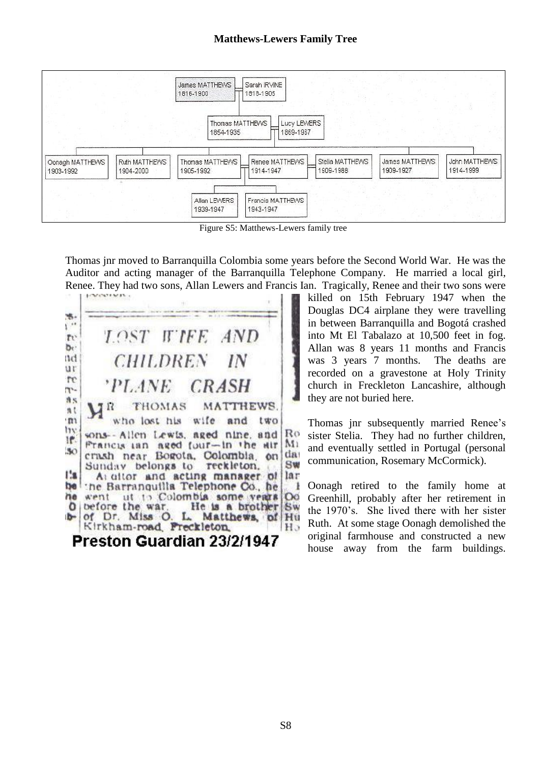**Matthews-Lewers Family Tree**

James MATTHEWS 1816-1900 — Sarah IRVINE 1818-1905

Thomas MATTHEWS 1854-1935 — Lucy LEWERS 1869-1957

Oonagh MATTHEWS 1903-1992 | Ruth MATTHEWS 1904-2000 | Thomas MATTHEWS 1905-1992 — Renee MATTHEWS 1914-1947 — Stella MATTHEWS 1909-1988 | James MATTHEWS 1909-1927 | John MATTHEWS 1914-1999

Allan LEWERS 1939-1947 | Francis MATTHEWS 1943-1947

Figure S5: Matthews-Lewers family tree

Thomas jnr moved to Barranquilla Colombia some years before the Second World War. He was the Auditor and acting manager of the Barranquilla Telephone Company. He married a local girl, Renee. They had two sons, Allan Lewers and Francis Ian. Tragically, Renee and their two sons were killed on 15th February 1947 when the Douglas DC4 airplane they were travelling in between Barranquilla and Bogotá crashed into Mt El Tabalazo at 10,500 feet in fog. Allan was 8 years 11 months and Francis was 3 years 7 months. The deaths are recorded on a gravestone at Holy Trinity church in Freckleton Lancashire, although they are not buried here.

**LOST WIFE AND CHILDREN IN 'PLANE CRASH**

MR THOMAS MATTHEWS, who lost his wife and two sons—Allen Lewis, aged nine, and Francis Ian aged four—in the air crash near Bogota, Colombia, on Sunday belongs to Freckleton.

Auditor and acting manager of the Barranquilla Telephone Co., he went out to Colombia some years before the war. He is a brother of Dr. Miss O. L. Matthews, of Kirkham-road, Freckleton.

**Preston Guardian 23/2/1947**

Thomas jnr subsequently married Renee's sister Stelia. They had no further children, and eventually settled in Portugal (personal communication, Rosemary McCormick).

Oonagh retired to the family home at Greenhill, probably after her retirement in the 1970's. She lived there with her sister Ruth. At some stage Oonagh demolished the original farmhouse and constructed a new house away from the farm buildings.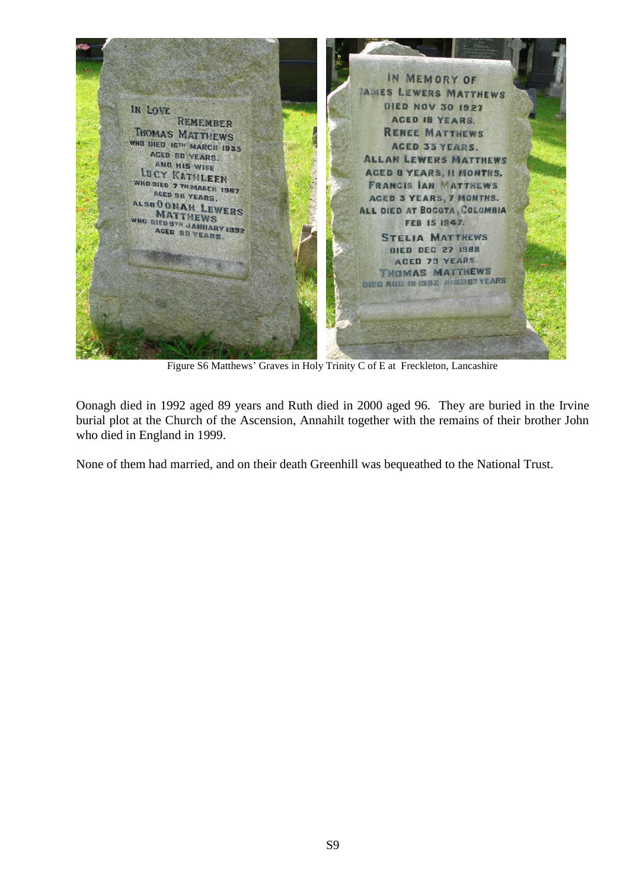Figure S6 Matthews' Graves in Holy Trinity C of E at Freckleton, Lancashire

Oonagh died in 1992 aged 89 years and Ruth died in 2000 aged 96. They are buried in the Irvine burial plot at the Church of the Ascension, Annahilt together with the remains of their brother John who died in England in 1999.

None of them had married, and on their death Greenhill was bequeathed to the National Trust.